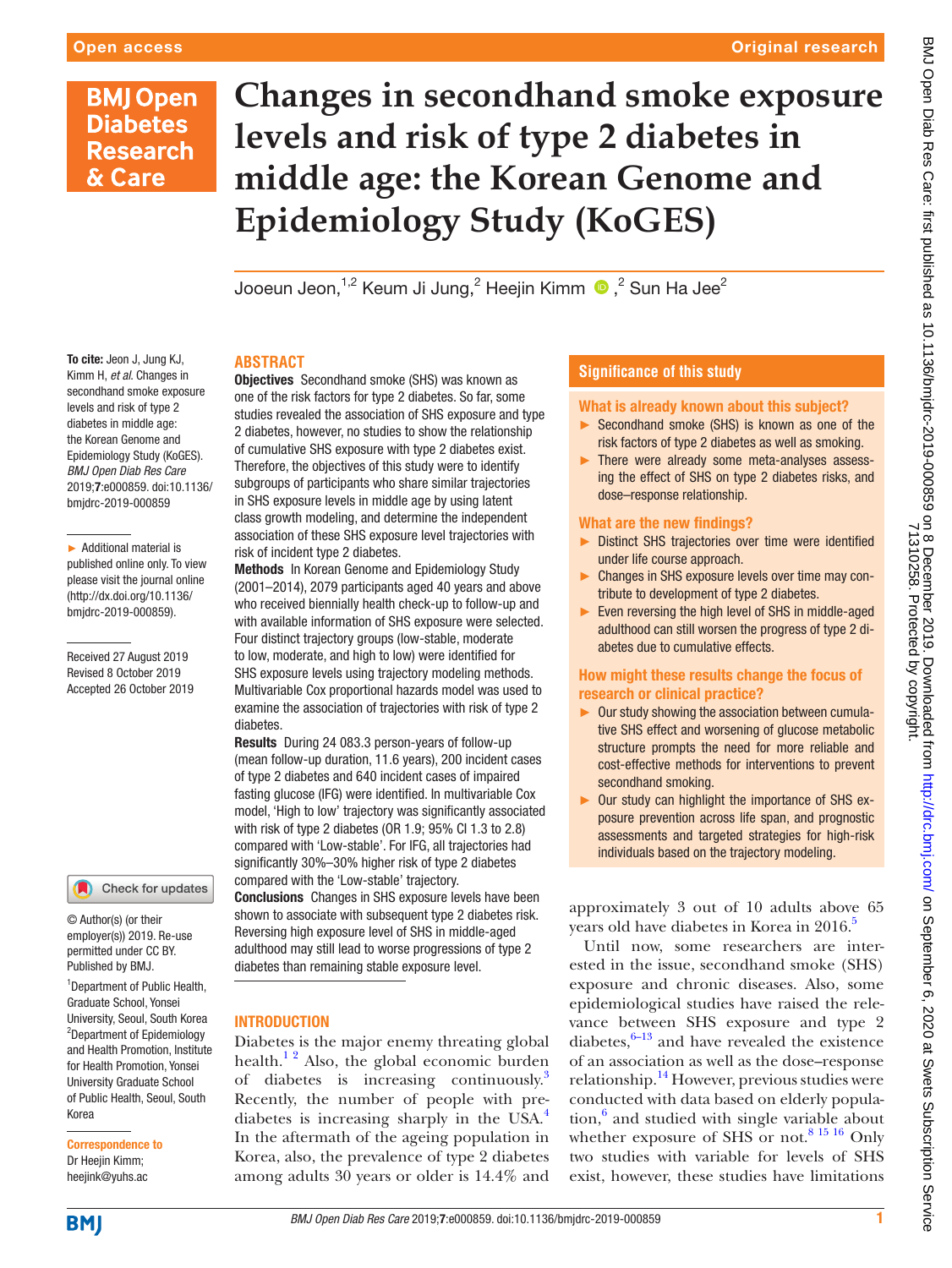# Changes in secondhand smoke exposure levels and risk of type 2 diabetes in middle age: the Korean Genome and Epidemiology Study (KoGES)

Jooeun Jeon,[1,2] Keum Ji Jung,[2] Heejin Kimm,[2] Sun Ha Jee[2]

To cite: Jeon J, Jung KJ, Kimm H, *et al*. Changes in secondhand smoke exposure levels and risk of type 2 diabetes in middle age: the Korean Genome and Epidemiology Study (KoGES). *BMJ Open Diab Res Care* 2019;**7**:e000859. doi:10.1136/bmjdrc-2019-000859

► Additional material is published online only. To view please visit the journal online (http://dx.doi.org/10.1136/bmjdrc-2019-000859).

Received 27 August 2019
Revised 8 October 2019
Accepted 26 October 2019

© Author(s) (or their employer(s)) 2019. Re-use permitted under CC BY. Published by BMJ.

[1]Department of Public Health, Graduate School, Yonsei University, Seoul, South Korea
[2]Department of Epidemiology and Health Promotion, Institute for Health Promotion, Yonsei University Graduate School of Public Health, Seoul, South Korea

**Correspondence to**
Dr Heejin Kimm;
heejink@yuhs.ac

## ABSTRACT

**Objectives** Secondhand smoke (SHS) was known as one of the risk factors for type 2 diabetes. So far, some studies revealed the association of SHS exposure and type 2 diabetes, however, no studies to show the relationship of cumulative SHS exposure with type 2 diabetes exist. Therefore, the objectives of this study were to identify subgroups of participants who share similar trajectories in SHS exposure levels in middle age by using latent class growth modeling, and determine the independent association of these SHS exposure level trajectories with risk of incident type 2 diabetes.

**Methods** In Korean Genome and Epidemiology Study (2001–2014), 2079 participants aged 40 years and above who received biennially health check-up to follow-up and with available information of SHS exposure were selected. Four distinct trajectory groups (low-stable, moderate to low, moderate, and high to low) were identified for SHS exposure levels using trajectory modeling methods. Multivariable Cox proportional hazards model was used to examine the association of trajectories with risk of type 2 diabetes.

**Results** During 24 083.3 person-years of follow-up (mean follow-up duration, 11.6 years), 200 incident cases of type 2 diabetes and 640 incident cases of impaired fasting glucose (IFG) were identified. In multivariable Cox model, 'High to low' trajectory was significantly associated with risk of type 2 diabetes (OR 1.9; 95% CI 1.3 to 2.8) compared with 'Low-stable'. For IFG, all trajectories had significantly 30%–30% higher risk of type 2 diabetes compared with the 'Low-stable' trajectory.

**Conclusions** Changes in SHS exposure levels have been shown to associate with subsequent type 2 diabetes risk. Reversing high exposure level of SHS in middle-aged adulthood may still lead to worse progressions of type 2 diabetes than remaining stable exposure level.

## Significance of this study

### What is already known about this subject?

- Secondhand smoke (SHS) is known as one of the risk factors of type 2 diabetes as well as smoking.
- There were already some meta-analyses assessing the effect of SHS on type 2 diabetes risks, and dose–response relationship.

### What are the new findings?

- Distinct SHS trajectories over time were identified under life course approach.
- Changes in SHS exposure levels over time may contribute to development of type 2 diabetes.
- Even reversing the high level of SHS in middle-aged adulthood can still worsen the progress of type 2 diabetes due to cumulative effects.

### How might these results change the focus of research or clinical practice?

- Our study showing the association between cumulative SHS effect and worsening of glucose metabolic structure prompts the need for more reliable and cost-effective methods for interventions to prevent secondhand smoking.
- Our study can highlight the importance of SHS exposure prevention across life span, and prognostic assessments and targeted strategies for high-risk individuals based on the trajectory modeling.

## INTRODUCTION

Diabetes is the major enemy threating global health.[1 2] Also, the global economic burden of diabetes is increasing continuously.[3] Recently, the number of people with prediabetes is increasing sharply in the USA.[4] In the aftermath of the ageing population in Korea, also, the prevalence of type 2 diabetes among adults 30 years or older is 14.4% and approximately 3 out of 10 adults above 65 years old have diabetes in Korea in 2016.[5]

Until now, some researchers are interested in the issue, secondhand smoke (SHS) exposure and chronic diseases. Also, some epidemiological studies have raised the relevance between SHS exposure and type 2 diabetes,[6–13] and have revealed the existence of an association as well as the dose–response relationship.[14] However, previous studies were conducted with data based on elderly population,[6] and studied with single variable about whether exposure of SHS or not.[8 15 16] Only two studies with variable for levels of SHS exist, however, these studies have limitations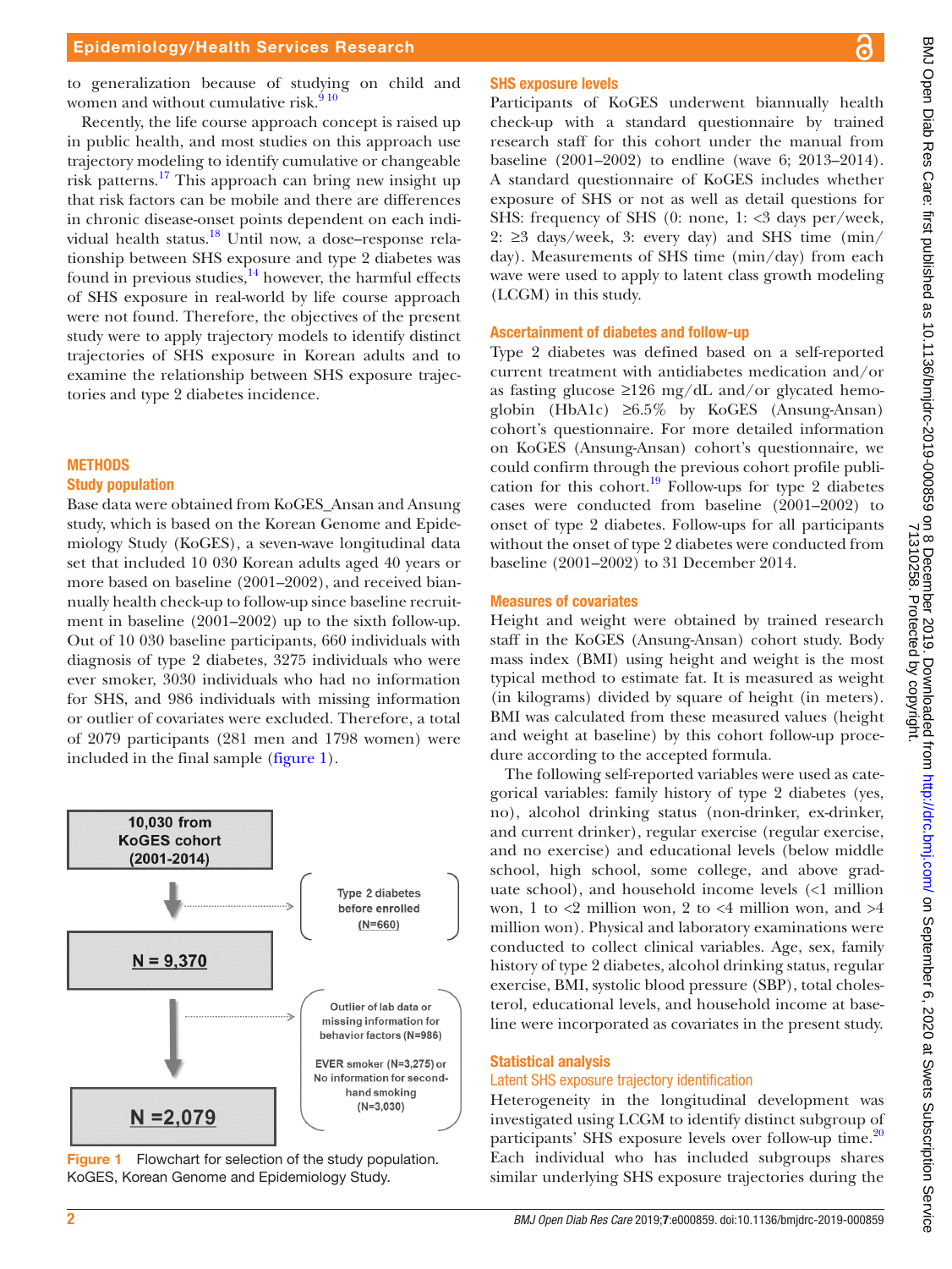to generalization because of studying on child and women and without cumulative risk.[9,10]

Recently, the life course approach concept is raised up in public health, and most studies on this approach use trajectory modeling to identify cumulative or changeable risk patterns.[17] This approach can bring new insight up that risk factors can be mobile and there are differences in chronic disease-onset points dependent on each individual health status.[18] Until now, a dose–response relationship between SHS exposure and type 2 diabetes was found in previous studies,[14] however, the harmful effects of SHS exposure in real-world by life course approach were not found. Therefore, the objectives of the present study were to apply trajectory models to identify distinct trajectories of SHS exposure in Korean adults and to examine the relationship between SHS exposure trajectories and type 2 diabetes incidence.

## METHODS

### Study population

Base data were obtained from KoGES_Ansan and Ansung study, which is based on the Korean Genome and Epidemiology Study (KoGES), a seven-wave longitudinal data set that included 10 030 Korean adults aged 40 years or more based on baseline (2001–2002), and received biannually health check-up to follow-up since baseline recruitment in baseline (2001–2002) up to the sixth follow-up. Out of 10 030 baseline participants, 660 individuals with diagnosis of type 2 diabetes, 3275 individuals who were ever smoker, 3030 individuals who had no information for SHS, and 986 individuals with missing information or covariates or outlier of covariates were excluded. Therefore, a total of 2079 participants (281 men and 1798 women) were included in the final sample (figure 1).

10,030 from KoGES cohort (2001-2014) → Type 2 diabetes before enrolled (N=660) → N = 9,370 → Outlier of lab data or missing information for behavior factors (N=986); EVER smoker (N=3,275) or No information for second-hand smoking (N=3,030) → N =2,079

Figure 1 Flowchart for selection of the study population. KoGES, Korean Genome and Epidemiology Study.

### SHS exposure levels

Participants of KoGES underwent biannually health check-up with a standard questionnaire by trained research staff for this cohort under the manual from baseline (2001–2002) to endline (wave 6; 2013–2014). A standard questionnaire of KoGES includes whether exposure of SHS or not as well as detail questions for SHS: frequency of SHS (0: none, 1: <3 days per/week, 2: ≥3 days/week, 3: every day) and SHS time (min/day). Measurements of SHS time (min/day) from each wave were used to apply to latent class growth modeling (LCGM) in this study.

### Ascertainment of diabetes and follow-up

Type 2 diabetes was defined based on a self-reported current treatment with antidiabetes medication and/or as fasting glucose ≥126 mg/dL and/or glycated hemoglobin (HbA1c) ≥6.5% by KoGES (Ansung-Ansan) cohort's questionnaire. For more detailed information on KoGES (Ansung-Ansan) cohort's questionnaire, we could confirm through the previous cohort profile publication for this cohort.[19] Follow-ups for type 2 diabetes cases were conducted from baseline (2001–2002) to onset of type 2 diabetes. Follow-ups for all participants without the onset of type 2 diabetes were conducted from baseline (2001–2002) to 31 December 2014.

### Measures of covariates

Height and weight were obtained by trained research staff in the KoGES (Ansung-Ansan) cohort study. Body mass index (BMI) using height and weight is the most typical method to estimate fat. It is measured as weight (in kilograms) divided by square of height (in meters). BMI was calculated from these measured values (height and weight at baseline) by this cohort follow-up procedure according to the accepted formula.

The following self-reported variables were used as categorical variables: family history of type 2 diabetes (yes, no), alcohol drinking status (non-drinker, ex-drinker, and current drinker), regular exercise (regular exercise, and no exercise) and educational levels (below middle school, high school, some college, and above graduate school), and household income levels (<1 million won, 1 to <2 million won, 2 to <4 million won, and >4 million won). Physical and laboratory examinations were conducted to collect clinical variables. Age, sex, family history of type 2 diabetes, alcohol drinking status, regular exercise, BMI, systolic blood pressure (SBP), total cholesterol, educational levels, and household income at baseline were incorporated as covariates in the present study.

### Statistical analysis

#### Latent SHS exposure trajectory identification

Heterogeneity in the longitudinal development was investigated using LCGM to identify distinct subgroup of participants' SHS exposure levels over follow-up time.[20] Each individual who has included subgroups shares similar underlying SHS exposure trajectories during the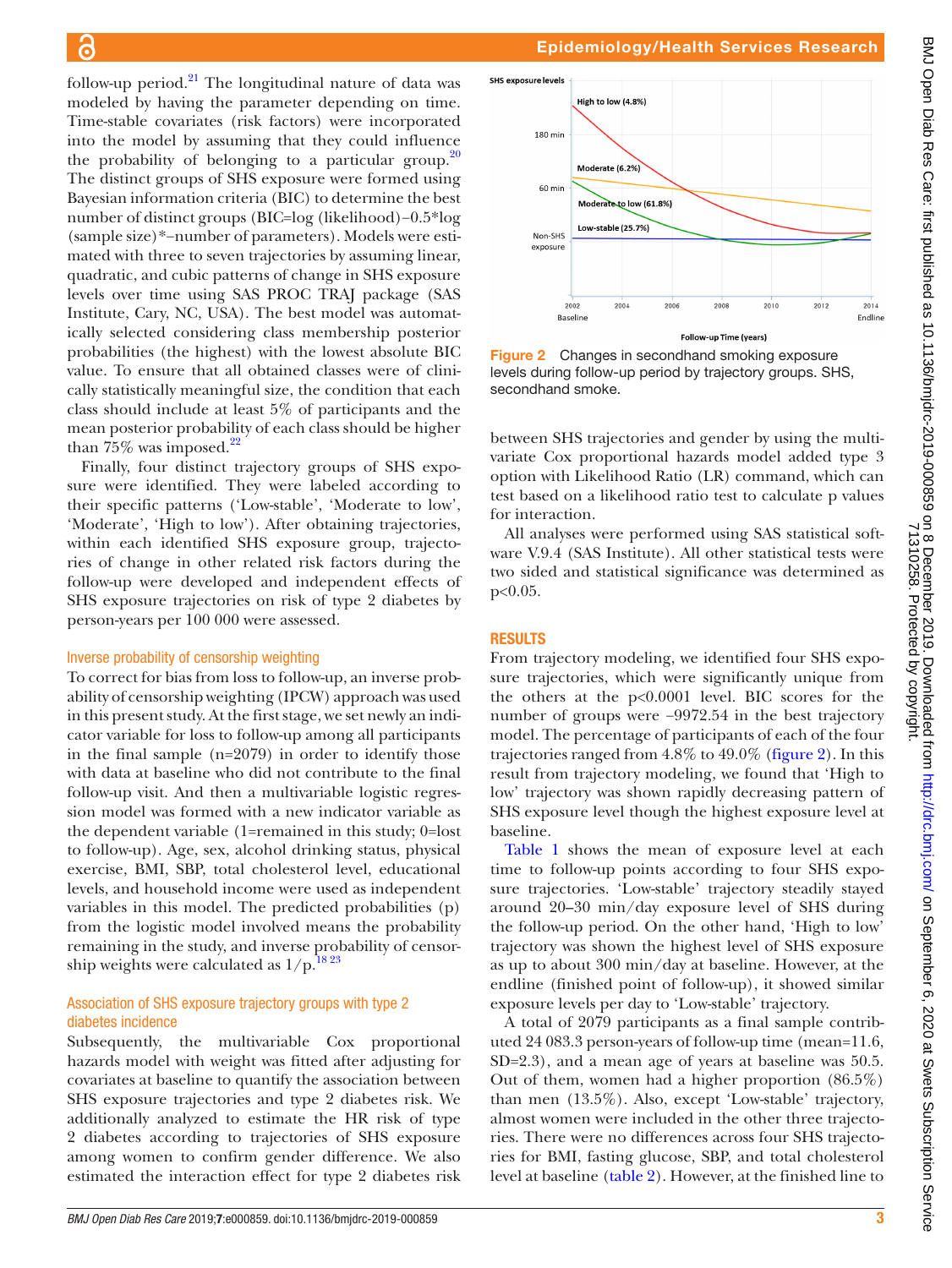follow-up period.[21] The longitudinal nature of data was modeled by having the parameter depending on time. Time-stable covariates (risk factors) were incorporated into the model by assuming that they could influence the probability of belonging to a particular group.[20] The distinct groups of SHS exposure were formed using Bayesian information criteria (BIC) to determine the best number of distinct groups (BIC=log (likelihood)−0.5*log (sample size)*−number of parameters). Models were estimated with three to seven trajectories by assuming linear, quadratic, and cubic patterns of change in SHS exposure levels over time using SAS PROC TRAJ package (SAS Institute, Cary, NC, USA). The best model was automatically selected considering class membership posterior probabilities (the highest) with the lowest absolute BIC value. To ensure that all obtained classes were of clinically statistically meaningful size, the condition that each class should include at least 5% of participants and the mean posterior probability of each class should be higher than 75% was imposed.[22]

Finally, four distinct trajectory groups of SHS exposure were identified. They were labeled according to their specific patterns ('Low-stable', 'Moderate to low', 'Moderate', 'High to low'). After obtaining trajectories, within each identified SHS exposure group, trajectories of change in other related risk factors during the follow-up were developed and independent effects of SHS exposure trajectories on risk of type 2 diabetes by person-years per 100 000 were assessed.

### Inverse probability of censorship weighting

To correct for bias from loss to follow-up, an inverse probability of censorship weighting (IPCW) approach was used in this present study. At the first stage, we set newly an indicator variable for loss to follow-up among all participants in the final sample (n=2079) in order to identify those with data at baseline who did not contribute to the final follow-up visit. And then a multivariable logistic regression model was formed with a new indicator variable as the dependent variable (1=remained in this study; 0=lost to follow-up). Age, sex, alcohol drinking status, physical exercise, BMI, SBP, total cholesterol level, educational levels, and household income were used as independent variables in this model. The predicted probabilities (p) from the logistic model involved means the probability remaining in the study, and inverse probability of censorship weights were calculated as 1/p.[18,23]

### Association of SHS exposure trajectory groups with type 2 diabetes incidence

Subsequently, the multivariable Cox proportional hazards model with weight was fitted after adjusting for covariates at baseline to quantify the association between SHS exposure trajectories and type 2 diabetes risk. We additionally analyzed to estimate the HR risk of type 2 diabetes according to trajectories of SHS exposure among women to confirm gender difference. We also estimated the interaction effect for type 2 diabetes risk between SHS trajectories and gender by using the multivariate Cox proportional hazards model added type 3 option with Likelihood Ratio (LR) command, which can test based on a likelihood ratio test to calculate p values for interaction.

All analyses were performed using SAS statistical software V.9.4 (SAS Institute). All other statistical tests were two sided and statistical significance was determined as p<0.05.

Figure 2 Changes in secondhand smoking exposure levels during follow-up period by trajectory groups. SHS, secondhand smoke.

## RESULTS

From trajectory modeling, we identified four SHS exposure trajectories, which were significantly unique from the others at the p<0.0001 level. BIC scores for the number of groups were −9972.54 in the best trajectory model. The percentage of participants of each of the four trajectories ranged from 4.8% to 49.0% (figure 2). In this result from trajectory modeling, we found that 'High to low' trajectory was shown rapidly decreasing pattern of SHS exposure level though the highest exposure level at baseline.

Table 1 shows the mean of exposure level at each time to follow-up points according to four SHS exposure trajectories. 'Low-stable' trajectory steadily stayed around 20–30 min/day exposure level of SHS during the follow-up period. On the other hand, 'High to low' trajectory was shown the highest level of SHS exposure as up to about 300 min/day at baseline. However, at the endline (finished point of follow-up), it showed similar exposure levels per day to 'Low-stable' trajectory.

A total of 2079 participants as a final sample contributed 24 083.3 person-years of follow-up time (mean=11.6, SD=2.3), and a mean age of years at baseline was 50.5. Out of them, women had a higher proportion (86.5%) than men (13.5%). Also, except 'Low-stable' trajectory, almost women were included in the other three trajectories. There were no differences across four SHS trajectories for BMI, fasting glucose, SBP, and total cholesterol level at baseline (table 2). However, at the finished line to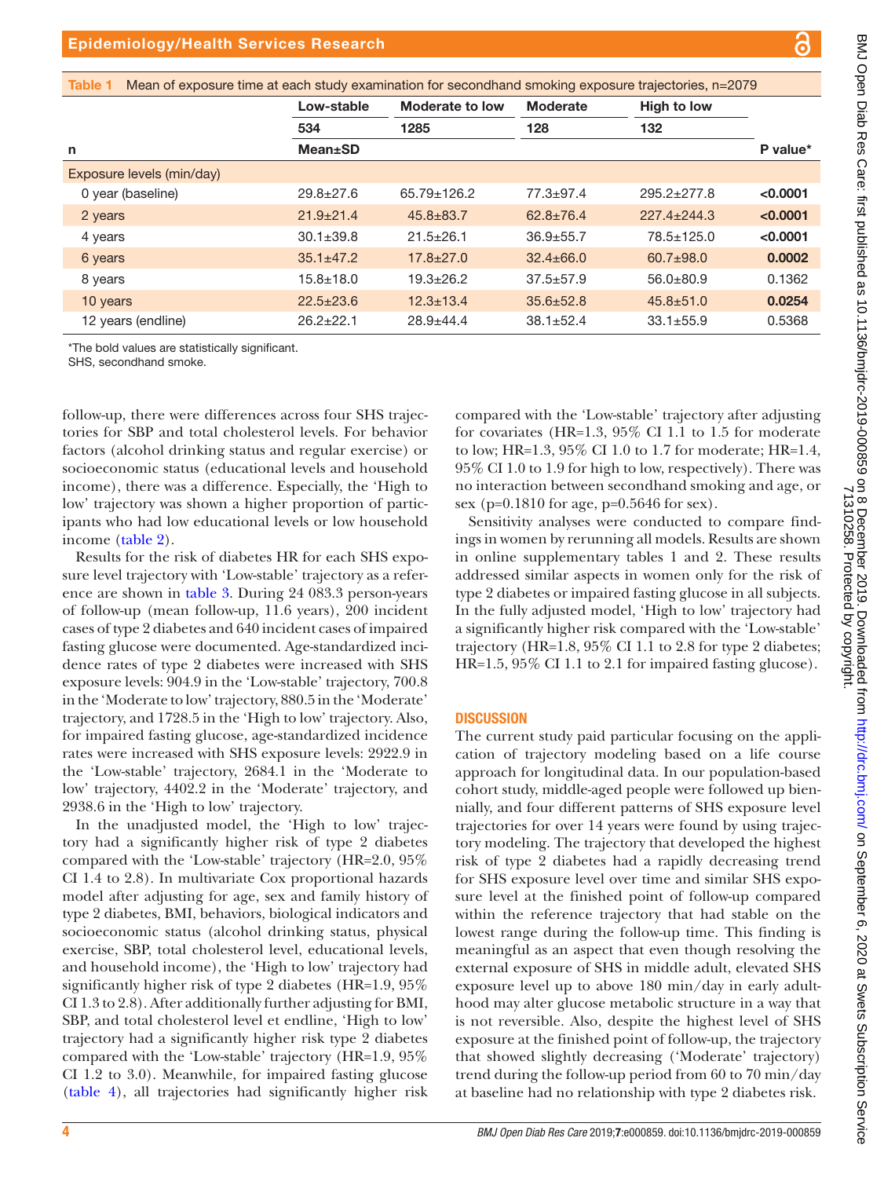**Table 1** Mean of exposure time at each study examination for secondhand smoking exposure trajectories, n=2079

| | Low-stable | Moderate to low | Moderate | High to low | |
|---|---|---|---|---|---|
| n | 534 | 1285 | 128 | 132 | |
| | Mean±SD | | | | P value* |
| Exposure levels (min/day) | | | | | |
| 0 year (baseline) | 29.8±27.6 | 65.79±126.2 | 77.3±97.4 | 295.2±277.8 | **<0.0001** |
| 2 years | 21.9±21.4 | 45.8±83.7 | 62.8±76.4 | 227.4±244.3 | **<0.0001** |
| 4 years | 30.1±39.8 | 21.5±26.1 | 36.9±55.7 | 78.5±125.0 | **<0.0001** |
| 6 years | 35.1±47.2 | 17.8±27.0 | 32.4±66.0 | 60.7±98.0 | **0.0002** |
| 8 years | 15.8±18.0 | 19.3±26.2 | 37.5±57.9 | 56.0±80.9 | 0.1362 |
| 10 years | 22.5±23.6 | 12.3±13.4 | 35.6±52.8 | 45.8±51.0 | **0.0254** |
| 12 years (endline) | 26.2±22.1 | 28.9±44.4 | 38.1±52.4 | 33.1±55.9 | 0.5368 |

*The bold values are statistically significant.
SHS, secondhand smoke.

follow-up, there were differences across four SHS trajectories for SBP and total cholesterol levels. For behavior factors (alcohol drinking status and regular exercise) or socioeconomic status (educational levels and household income), there was a difference. Especially, the 'High to low' trajectory was shown a higher proportion of participants who had low educational levels or low household income (table 2).

Results for the risk of diabetes HR for each SHS exposure level trajectory with 'Low-stable' trajectory as a reference are shown in table 3. During 24 083.3 person-years of follow-up (mean follow-up, 11.6 years), 200 incident cases of type 2 diabetes and 640 incident cases of impaired fasting glucose were documented. Age-standardized incidence rates of type 2 diabetes were increased with SHS exposure levels: 904.9 in the 'Low-stable' trajectory, 700.8 in the 'Moderate to low' trajectory, 880.5 in the 'Moderate' trajectory, and 1728.5 in the 'High to low' trajectory. Also, for impaired fasting glucose, age-standardized incidence rates were increased with SHS exposure levels: 2922.9 in the 'Low-stable' trajectory, 2684.1 in the 'Moderate to low' trajectory, 4402.2 in the 'Moderate' trajectory, and 2938.6 in the 'High to low' trajectory.

In the unadjusted model, the 'High to low' trajectory had a significantly higher risk of type 2 diabetes compared with the 'Low-stable' trajectory (HR=2.0, 95% CI 1.4 to 2.8). In multivariate Cox proportional hazards model after adjusting for age, sex and family history of type 2 diabetes, BMI, behaviors, biological indicators and socioeconomic status (alcohol drinking status, physical exercise, SBP, total cholesterol level, educational levels, and household income), the 'High to low' trajectory had significantly higher risk of type 2 diabetes (HR=1.9, 95% CI 1.3 to 2.8). After additionally further adjusting for BMI, SBP, and total cholesterol level et endline, 'High to low' trajectory had a significantly higher risk type 2 diabetes compared with the 'Low-stable' trajectory (HR=1.9, 95% CI 1.2 to 3.0). Meanwhile, for impaired fasting glucose (table 4), all trajectories had significantly higher risk compared with the 'Low-stable' trajectory after adjusting for covariates (HR=1.3, 95% CI 1.1 to 1.5 for moderate to low; HR=1.3, 95% CI 1.0 to 1.7 for moderate; HR=1.4, 95% CI 1.0 to 1.9 for high to low, respectively). There was no interaction between secondhand smoking and age, or sex (p=0.1810 for age, p=0.5646 for sex).

Sensitivity analyses were conducted to compare findings in women by rerunning all models. Results are shown in online supplementary tables 1 and 2. These results addressed similar aspects in women only for the risk of type 2 diabetes or impaired fasting glucose in all subjects. In the fully adjusted model, 'High to low' trajectory had a significantly higher risk compared with the 'Low-stable' trajectory (HR=1.8, 95% CI 1.1 to 2.8 for type 2 diabetes; HR=1.5, 95% CI 1.1 to 2.1 for impaired fasting glucose).

## DISCUSSION

The current study paid particular focusing on the application of trajectory modeling based on a life course approach for longitudinal data. In our population-based cohort study, middle-aged people were followed up biennially, and four different patterns of SHS exposure level trajectories for over 14 years were found by using trajectory modeling. The trajectory that developed the highest risk of type 2 diabetes had a rapidly decreasing trend for SHS exposure level over time and similar SHS exposure level at the finished point of follow-up compared within the reference trajectory that had stable on the lowest range during the follow-up time. This finding is meaningful as an aspect that even though resolving the external exposure of SHS in middle adult, elevated SHS exposure level up to above 180 min/day in early adulthood may alter glucose metabolic structure in a way that is not reversible. Also, despite the highest level of SHS exposure at the finished point of follow-up, the trajectory that showed slightly decreasing ('Moderate' trajectory) trend during the follow-up period from 60 to 70 min/day at baseline had no relationship with type 2 diabetes risk.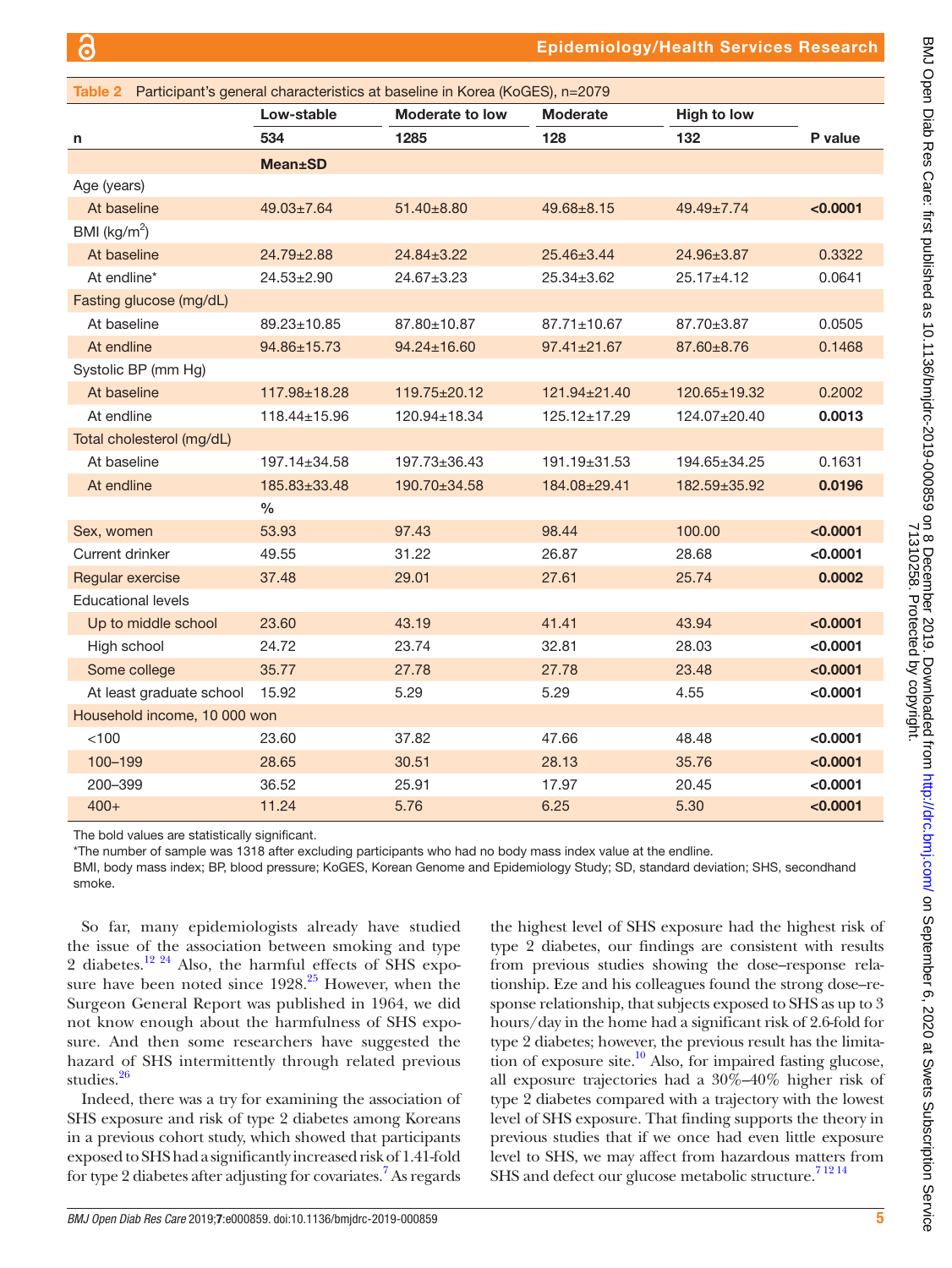**Table 2** Participant's general characteristics at baseline in Korea (KoGES), n=2079

| | Low-stable | Moderate to low | Moderate | High to low | |
|---|---|---|---|---|---|
| n | 534 | 1285 | 128 | 132 | P value |
| | Mean±SD | | | | |
| Age (years) | | | | | |
| At baseline | 49.03±7.64 | 51.40±8.80 | 49.68±8.15 | 49.49±7.74 | **<0.0001** |
| BMI (kg/m$^2$) | | | | | |
| At baseline | 24.79±2.88 | 24.84±3.22 | 25.46±3.44 | 24.96±3.87 | 0.3322 |
| At endline* | 24.53±2.90 | 24.67±3.23 | 25.34±3.62 | 25.17±4.12 | 0.0641 |
| Fasting glucose (mg/dL) | | | | | |
| At baseline | 89.23±10.85 | 87.80±10.87 | 87.71±10.67 | 87.70±3.87 | 0.0505 |
| At endline | 94.86±15.73 | 94.24±16.60 | 97.41±21.67 | 87.60±8.76 | 0.1468 |
| Systolic BP (mm Hg) | | | | | |
| At baseline | 117.98±18.28 | 119.75±20.12 | 121.94±21.40 | 120.65±19.32 | 0.2002 |
| At endline | 118.44±15.96 | 120.94±18.34 | 125.12±17.29 | 124.07±20.40 | **0.0013** |
| Total cholesterol (mg/dL) | | | | | |
| At baseline | 197.14±34.58 | 197.73±36.43 | 191.19±31.53 | 194.65±34.25 | 0.1631 |
| At endline | 185.83±33.48 | 190.70±34.58 | 184.08±29.41 | 182.59±35.92 | **0.0196** |
| | % | | | | |
| Sex, women | 53.93 | 97.43 | 98.44 | 100.00 | **<0.0001** |
| Current drinker | 49.55 | 31.22 | 26.87 | 28.68 | **<0.0001** |
| Regular exercise | 37.48 | 29.01 | 27.61 | 25.74 | **0.0002** |
| Educational levels | | | | | |
| Up to middle school | 23.60 | 43.19 | 41.41 | 43.94 | **<0.0001** |
| High school | 24.72 | 23.74 | 32.81 | 28.03 | **<0.0001** |
| Some college | 35.77 | 27.78 | 27.78 | 23.48 | **<0.0001** |
| At least graduate school | 15.92 | 5.29 | 5.29 | 4.55 | **<0.0001** |
| Household income, 10 000 won | | | | | |
| <100 | 23.60 | 37.82 | 47.66 | 48.48 | **<0.0001** |
| 100–199 | 28.65 | 30.51 | 28.13 | 35.76 | **<0.0001** |
| 200–399 | 36.52 | 25.91 | 17.97 | 20.45 | **<0.0001** |
| 400+ | 11.24 | 5.76 | 6.25 | 5.30 | **<0.0001** |

The bold values are statistically significant.

*The number of sample was 1318 after excluding participants who had no body mass index value at the endline.

BMI, body mass index; BP, blood pressure; KoGES, Korean Genome and Epidemiology Study; SD, standard deviation; SHS, secondhand smoke.

So far, many epidemiologists already have studied the issue of the association between smoking and type 2 diabetes.[12 24] Also, the harmful effects of SHS exposure have been noted since 1928.[25] However, when the Surgeon General Report was published in 1964, we did not know enough about the harmfulness of SHS exposure. And then some researchers have suggested the hazard of SHS intermittently through related previous studies.[26]

Indeed, there was a try for examining the association of SHS exposure and risk of type 2 diabetes among Koreans in a previous cohort study, which showed that participants exposed to SHS had a significantly increased risk of 1.41-fold for type 2 diabetes after adjusting for covariates.[7] As regards the highest level of SHS exposure had the highest risk of type 2 diabetes, our findings are consistent with results from previous studies showing the dose–response relationship. Eze and his colleagues found the strong dose–response relationship, that subjects exposed to SHS as up to 3 hours/day in the home had a significant risk of 2.6-fold for type 2 diabetes; however, the previous result has the limitation of exposure site.[10] Also, for impaired fasting glucose, all exposure trajectories had a 30%–40% higher risk of type 2 diabetes compared with a trajectory with the lowest level of SHS exposure. That finding supports the theory in previous studies that if we once had even little exposure level to SHS, we may affect from hazardous matters from SHS and defect our glucose metabolic structure.[7 12 14]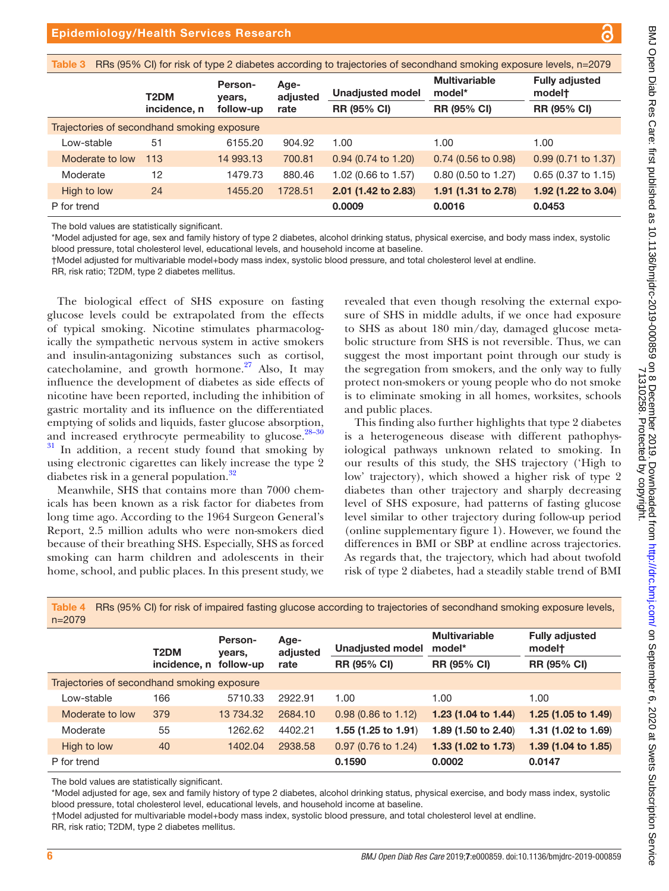**Table 3** RRs (95% CI) for risk of type 2 diabetes according to trajectories of secondhand smoking exposure levels, n=2079

| | T2DM incidence, n | Person-years, follow-up | Age-adjusted rate | Unadjusted model | Multivariable model* | Fully adjusted model† |
|---|---|---|---|---|---|---|
| | | | | RR (95% CI) | RR (95% CI) | RR (95% CI) |
| Trajectories of secondhand smoking exposure | | | | | | |
| Low-stable | 51 | 6155.20 | 904.92 | 1.00 | 1.00 | 1.00 |
| Moderate to low | 113 | 14 993.13 | 700.81 | 0.94 (0.74 to 1.20) | 0.74 (0.56 to 0.98) | 0.99 (0.71 to 1.37) |
| Moderate | 12 | 1479.73 | 880.46 | 1.02 (0.66 to 1.57) | 0.80 (0.50 to 1.27) | 0.65 (0.37 to 1.15) |
| High to low | 24 | 1455.20 | 1728.51 | **2.01 (1.42 to 2.83)** | **1.91 (1.31 to 2.78)** | **1.92 (1.22 to 3.04)** |
| P for trend | | | | **0.0009** | **0.0016** | **0.0453** |

The bold values are statistically significant.

*Model adjusted for age, sex and family history of type 2 diabetes, alcohol drinking status, physical exercise, and body mass index, systolic blood pressure, total cholesterol level, educational levels, and household income at baseline.

†Model adjusted for multivariable model+body mass index, systolic blood pressure, and total cholesterol level at endline.

RR, risk ratio; T2DM, type 2 diabetes mellitus.

The biological effect of SHS exposure on fasting glucose levels could be extrapolated from the effects of typical smoking. Nicotine stimulates pharmacologically the sympathetic nervous system in active smokers and insulin-antagonizing substances such as cortisol, catecholamine, and growth hormone.[27] Also, It may influence the development of diabetes as side effects of nicotine have been reported, including the inhibition of gastric mortality and its influence on the differentiated emptying of solids and liquids, faster glucose absorption, and increased erythrocyte permeability to glucose.[28–30] [31] In addition, a recent study found that smoking by using electronic cigarettes can likely increase the type 2 diabetes risk in a general population.[32]

Meanwhile, SHS that contains more than 7000 chemicals has been known as a risk factor for diabetes from long time ago. According to the 1964 Surgeon General's Report, 2.5 million adults who were non-smokers died because of their breathing SHS. Especially, SHS as forced smoking can harm children and adolescents in their home, school, and public places. In this present study, we revealed that even though resolving the external exposure of SHS in middle adults, if we once had exposure to SHS as about 180 min/day, damaged glucose metabolic structure from SHS is not reversible. Thus, we can suggest the most important point through our study is the segregation from smokers, and the only way to fully protect non-smokers or young people who do not smoke is to eliminate smoking in all homes, worksites, schools and public places.

This finding also further highlights that type 2 diabetes is a heterogeneous disease with different pathophysiological pathways unknown related to smoking. In our results of this study, the SHS trajectory ('High to low' trajectory), which showed a higher risk of type 2 diabetes than other trajectory and sharply decreasing level of SHS exposure, had patterns of fasting glucose level similar to other trajectory during follow-up period (online supplementary figure 1). However, we found the differences in BMI or SBP at endline across trajectories. As regards that, the trajectory, which had about twofold risk of type 2 diabetes, had a steadily stable trend of BMI

**Table 4** RRs (95% CI) for risk of impaired fasting glucose according to trajectories of secondhand smoking exposure levels, n=2079

| | T2DM incidence, n | Person-years, follow-up | Age-adjusted rate | Unadjusted model | Multivariable model* | Fully adjusted model† |
|---|---|---|---|---|---|---|
| | | | | RR (95% CI) | RR (95% CI) | RR (95% CI) |
| Trajectories of secondhand smoking exposure | | | | | | |
| Low-stable | 166 | 5710.33 | 2922.91 | 1.00 | 1.00 | 1.00 |
| Moderate to low | 379 | 13 734.32 | 2684.10 | 0.98 (0.86 to 1.12) | **1.23 (1.04 to 1.44)** | **1.25 (1.05 to 1.49)** |
| Moderate | 55 | 1262.62 | 4402.21 | **1.55 (1.25 to 1.91)** | **1.89 (1.50 to 2.40)** | **1.31 (1.02 to 1.69)** |
| High to low | 40 | 1402.04 | 2938.58 | 0.97 (0.76 to 1.24) | **1.33 (1.02 to 1.73)** | **1.39 (1.04 to 1.85)** |
| P for trend | | | | **0.1590** | **0.0002** | **0.0147** |

The bold values are statistically significant.

*Model adjusted for age, sex and family history of type 2 diabetes, alcohol drinking status, physical exercise, and body mass index, systolic blood pressure, total cholesterol level, educational levels, and household income at baseline.

†Model adjusted for multivariable model+body mass index, systolic blood pressure, and total cholesterol level at endline.

RR, risk ratio; T2DM, type 2 diabetes mellitus.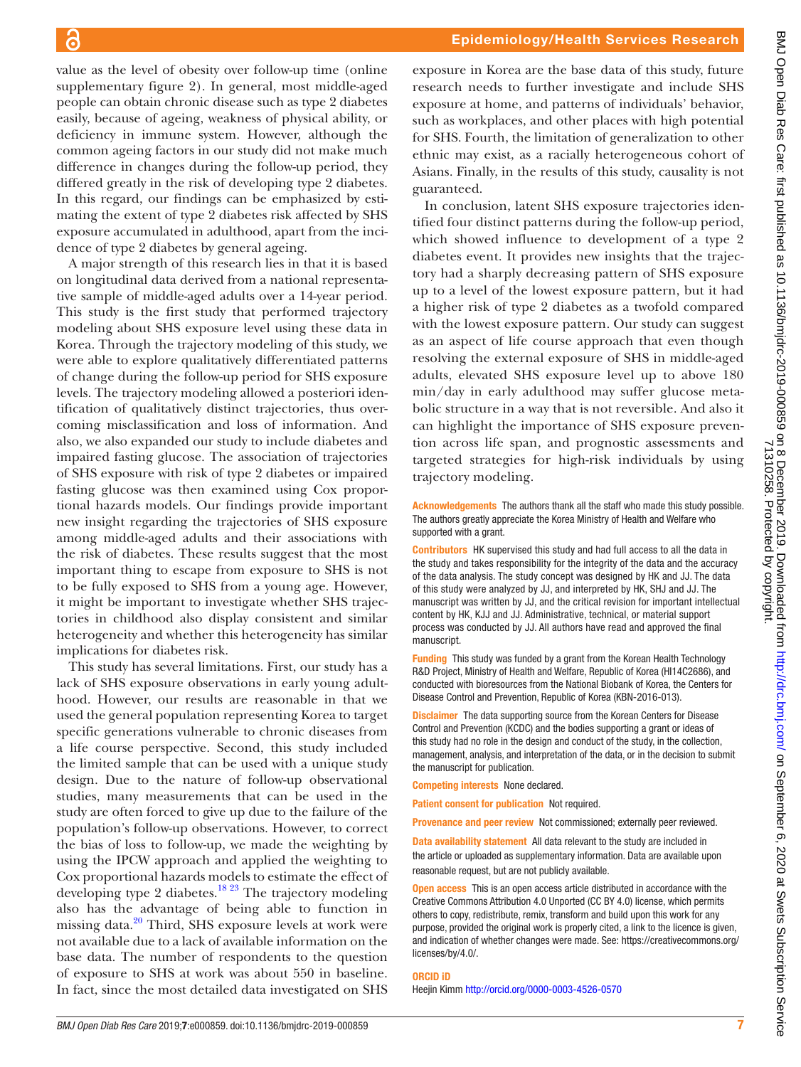value as the level of obesity over follow-up time (online supplementary figure 2). In general, most middle-aged people can obtain chronic disease such as type 2 diabetes easily, because of ageing, weakness of physical ability, or deficiency in immune system. However, although the common ageing factors in our study did not make much difference in changes during the follow-up period, they differed greatly in the risk of developing type 2 diabetes. In this regard, our findings can be emphasized by estimating the extent of type 2 diabetes risk affected by SHS exposure accumulated in adulthood, apart from the incidence of type 2 diabetes by general ageing.

A major strength of this research lies in that it is based on longitudinal data derived from a national representative sample of middle-aged adults over a 14-year period. This study is the first study that performed trajectory modeling about SHS exposure level using these data in Korea. Through the trajectory modeling of this study, we were able to explore qualitatively differentiated patterns of change during the follow-up period for SHS exposure levels. The trajectory modeling allowed a posteriori identification of qualitatively distinct trajectories, thus overcoming misclassification and loss of information. And also, we also expanded our study to include diabetes and impaired fasting glucose. The association of trajectories of SHS exposure with risk of type 2 diabetes or impaired fasting glucose was then examined using Cox proportional hazards models. Our findings provide important new insight regarding the trajectories of SHS exposure among middle-aged adults and their associations with the risk of diabetes. These results suggest that the most important thing to escape from exposure to SHS is not to be fully exposed to SHS from a young age. However, it might be important to investigate whether SHS trajectories in childhood also display consistent and similar heterogeneity and whether this heterogeneity has similar implications for diabetes risk.

This study has several limitations. First, our study has a lack of SHS exposure observations in early young adulthood. However, our results are reasonable in that we used the general population representing Korea to target specific generations vulnerable to chronic diseases from a life course perspective. Second, this study included the limited sample that can be used with a unique study design. Due to the nature of follow-up observational studies, many measurements that can be used in the study are often forced to give up due to the failure of the population's follow-up observations. However, to correct the bias of loss to follow-up, we made the weighting by using the IPCW approach and applied the weighting to Cox proportional hazards models to estimate the effect of developing type 2 diabetes.[18 23] The trajectory modeling also has the advantage of being able to function in missing data.[20] Third, SHS exposure levels at work were not available due to a lack of available information on the base data. The number of respondents to the question of exposure to SHS at work was about 550 in baseline. In fact, since the most detailed data investigated on SHS exposure in Korea are the base data of this study, future research needs to further investigate and include SHS exposure at home, and patterns of individuals' behavior, such as workplaces, and other places with high potential for SHS. Fourth, the limitation of generalization to other ethnic may exist, as a racially heterogeneous cohort of Asians. Finally, in the results of this study, causality is not guaranteed.

In conclusion, latent SHS exposure trajectories identified four distinct patterns during the follow-up period, which showed influence to development of a type 2 diabetes event. It provides new insights that the trajectory had a sharply decreasing pattern of SHS exposure up to a level of the lowest exposure pattern, but it had a higher risk of type 2 diabetes as a twofold compared with the lowest exposure pattern. Our study can suggest as an aspect of life course approach that even though resolving the external exposure of SHS in middle-aged adults, elevated SHS exposure level up to above 180 min/day in early adulthood may suffer glucose metabolic structure in a way that is not reversible. And also it can highlight the importance of SHS exposure prevention across life span, and prognostic assessments and targeted strategies for high-risk individuals by using trajectory modeling.

**Acknowledgements** The authors thank all the staff who made this study possible. The authors greatly appreciate the Korea Ministry of Health and Welfare who supported with a grant.

**Contributors** HK supervised this study and had full access to all the data in the study and takes responsibility for the integrity of the data and the accuracy of the data analysis. The study concept was designed by HK and JJ. The data of this study were analyzed by JJ, and interpreted by HK, SHJ and JJ. The manuscript was written by JJ, and the critical revision for important intellectual content by HK, KJJ and JJ. Administrative, technical, or material support process was conducted by JJ. All authors have read and approved the final manuscript.

**Funding** This study was funded by a grant from the Korean Health Technology R&D Project, Ministry of Health and Welfare, Republic of Korea (HI14C2686), and conducted with bioresources from the National Biobank of Korea, the Centers for Disease Control and Prevention, Republic of Korea (KBN-2016-013).

**Disclaimer** The data supporting source from the Korean Centers for Disease Control and Prevention (KCDC) and the bodies supporting a grant or ideas of this study had no role in the design and conduct of the study, in the collection, management, analysis, and interpretation of the data, or in the decision to submit the manuscript for publication.

**Competing interests** None declared.

**Patient consent for publication** Not required.

**Provenance and peer review** Not commissioned; externally peer reviewed.

**Data availability statement** All data relevant to the study are included in the article or uploaded as supplementary information. Data are available upon reasonable request, but are not publicly available.

**Open access** This is an open access article distributed in accordance with the Creative Commons Attribution 4.0 Unported (CC BY 4.0) license, which permits others to copy, redistribute, remix, transform and build upon this work for any purpose, provided the original work is properly cited, a link to the licence is given, and indication of whether changes were made. See: https://creativecommons.org/licenses/by/4.0/.

**ORCID iD**

Heejin Kimm http://orcid.org/0000-0003-4526-0570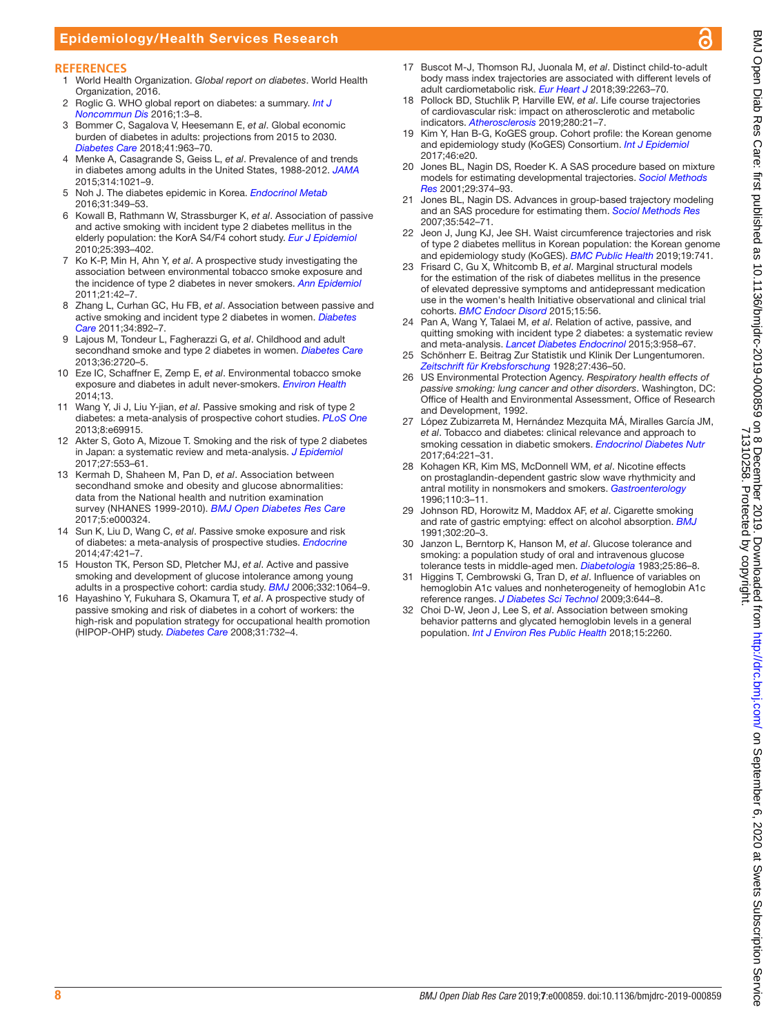## REFERENCES

1. World Health Organization. *Global report on diabetes*. World Health Organization, 2016.
2. Roglic G. WHO global report on diabetes: a summary. *Int J Noncommun Dis* 2016;1:3–8.
3. Bommer C, Sagalova V, Heesemann E, *et al*. Global economic burden of diabetes in adults: projections from 2015 to 2030. *Diabetes Care* 2018;41:963–70.
4. Menke A, Casagrande S, Geiss L, *et al*. Prevalence of and trends in diabetes among adults in the United States, 1988-2012. *JAMA* 2015;314:1021–9.
5. Noh J. The diabetes epidemic in Korea. *Endocrinol Metab* 2016;31:349–53.
6. Kowall B, Rathmann W, Strassburger K, *et al*. Association of passive and active smoking with incident type 2 diabetes mellitus in the elderly population: the KorA S4/F4 cohort study. *Eur J Epidemiol* 2010;25:393–402.
7. Ko K-P, Min H, Ahn Y, *et al*. A prospective study investigating the association between environmental tobacco smoke exposure and the incidence of type 2 diabetes in never smokers. *Ann Epidemiol* 2011;21:42–7.
8. Zhang L, Curhan GC, Hu FB, *et al*. Association between passive and active smoking and incident type 2 diabetes in women. *Diabetes Care* 2011;34:892–7.
9. Lajous M, Tondeur L, Fagherazzi G, *et al*. Childhood and adult secondhand smoke and type 2 diabetes in women. *Diabetes Care* 2013;36:2720–5.
10. Eze IC, Schaffner E, Zemp E, *et al*. Environmental tobacco smoke exposure and diabetes in adult never-smokers. *Environ Health* 2014;13.
11. Wang Y, Ji J, Liu Y-jian, *et al*. Passive smoking and risk of type 2 diabetes: a meta-analysis of prospective cohort studies. *PLoS One* 2013;8:e69915.
12. Akter S, Goto A, Mizoue T. Smoking and the risk of type 2 diabetes in Japan: a systematic review and meta-analysis. *J Epidemiol* 2017;27:553–61.
13. Kermah D, Shaheen M, Pan D, *et al*. Association between secondhand smoke and obesity and glucose abnormalities: data from the National health and nutrition examination survey (NHANES 1999-2010). *BMJ Open Diabetes Res Care* 2017;5:e000324.
14. Sun K, Liu D, Wang C, *et al*. Passive smoke exposure and risk of diabetes: a meta-analysis of prospective studies. *Endocrine* 2014;47:421–7.
15. Houston TK, Person SD, Pletcher MJ, *et al*. Active and passive smoking and development of glucose intolerance among young adults in a prospective cohort: cardia study. *BMJ* 2006;332:1064–9.
16. Hayashino Y, Fukuhara S, Okamura T, *et al*. A prospective study of passive smoking and risk of diabetes in a cohort of workers: the high-risk and population strategy for occupational health promotion (HIPOP-OHP) study. *Diabetes Care* 2008;31:732–4.
17. Buscot M-J, Thomson RJ, Juonala M, *et al*. Distinct child-to-adult body mass index trajectories are associated with different levels of adult cardiometabolic risk. *Eur Heart J* 2018;39:2263–70.
18. Pollock BD, Stuchlik P, Harville EW, *et al*. Life course trajectories of cardiovascular risk: impact on atherosclerotic and metabolic indicators. *Atherosclerosis* 2019;280:21–7.
19. Kim Y, Han B-G, KoGES group. Cohort profile: the Korean genome and epidemiology study (KoGES) Consortium. *Int J Epidemiol* 2017;46:e20.
20. Jones BL, Nagin DS, Roeder K. A SAS procedure based on mixture models for estimating developmental trajectories. *Sociol Methods Res* 2001;29:374–93.
21. Jones BL, Nagin DS. Advances in group-based trajectory modeling and an SAS procedure for estimating them. *Sociol Methods Res* 2007;35:542–71.
22. Jeon J, Jung KJ, Jee SH. Waist circumference trajectories and risk of type 2 diabetes mellitus in Korean population: the Korean genome and epidemiology study (KoGES). *BMC Public Health* 2019;19:741.
23. Frisard C, Gu X, Whitcomb B, *et al*. Marginal structural models for the estimation of the risk of diabetes mellitus in the presence of elevated depressive symptoms and antidepressant medication use in the women's health Initiative observational and clinical trial cohorts. *BMC Endocr Disord* 2015;15:56.
24. Pan A, Wang Y, Talaei M, *et al*. Relation of active, passive, and quitting smoking with incident type 2 diabetes: a systematic review and meta-analysis. *Lancet Diabetes Endocrinol* 2015;3:958–67.
25. Schönherr E. Beitrag Zur Statistik und Klinik Der Lungentumoren. *Zeitschrift für Krebsforschung* 1928;27:436–50.
26. US Environmental Protection Agency. *Respiratory health effects of passive smoking: lung cancer and other disorders*. Washington, DC: Office of Health and Environmental Assessment, Office of Research and Development, 1992.
27. López Zubizarreta M, Hernández Mezquita MÁ, Miralles García JM, *et al*. Tobacco and diabetes: clinical relevance and approach to smoking cessation in diabetic smokers. *Endocrinol Diabetes Nutr* 2017;64:221–31.
28. Kohagen KR, Kim MS, McDonnell WM, *et al*. Nicotine effects on prostaglandin-dependent gastric slow wave rhythmicity and antral motility in nonsmokers and smokers. *Gastroenterology* 1996;110:3–11.
29. Johnson RD, Horowitz M, Maddox AF, *et al*. Cigarette smoking and rate of gastric emptying: effect on alcohol absorption. *BMJ* 1991;302:20–3.
30. Janzon L, Berntorp K, Hanson M, *et al*. Glucose tolerance and smoking: a population study of oral and intravenous glucose tolerance tests in middle-aged men. *Diabetologia* 1983;25:86–8.
31. Higgins T, Cembrowski G, Tran D, *et al*. Influence of variables on hemoglobin A1c values and nonheterogeneity of hemoglobin A1c reference ranges. *J Diabetes Sci Technol* 2009;3:644–8.
32. Choi D-W, Jeon J, Lee S, *et al*. Association between smoking behavior patterns and glycated hemoglobin levels in a general population. *Int J Environ Res Public Health* 2018;15:2260.